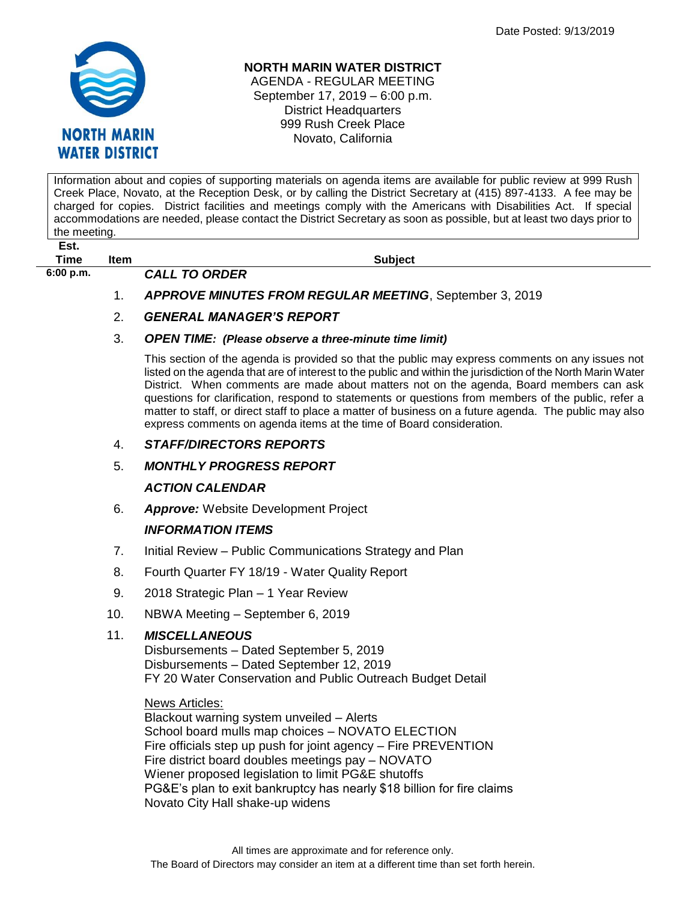Date Posted: 9/13/2019

# NORTH MARIN WATER DISTRICT

AGENDA - REGULAR MEETING
September 17, 2019 – 6:00 p.m.
District Headquarters
999 Rush Creek Place
Novato, California

Information about and copies of supporting materials on agenda items are available for public review at 999 Rush Creek Place, Novato, at the Reception Desk, or by calling the District Secretary at (415) 897-4133. A fee may be charged for copies. District facilities and meetings comply with the Americans with Disabilities Act. If special accommodations are needed, please contact the District Secretary as soon as possible, but at least two days prior to the meeting.

| Est. Time | Item | Subject |
|---|---|---|
| 6:00 p.m. | | ***CALL TO ORDER*** |
| | 1. | ***APPROVE MINUTES FROM REGULAR MEETING***, September 3, 2019 |
| | 2. | ***GENERAL MANAGER'S REPORT*** |
| | 3. | ***OPEN TIME: (Please observe a three-minute time limit)*** |

This section of the agenda is provided so that the public may express comments on any issues not listed on the agenda that are of interest to the public and within the jurisdiction of the North Marin Water District. When comments are made about matters not on the agenda, Board members can ask questions for clarification, respond to statements or questions from members of the public, refer a matter to staff, or direct staff to place a matter of business on a future agenda. The public may also express comments on agenda items at the time of Board consideration.

4. ***STAFF/DIRECTORS REPORTS***
5. ***MONTHLY PROGRESS REPORT***

***ACTION CALENDAR***

6. ***Approve:*** Website Development Project

***INFORMATION ITEMS***

7. Initial Review – Public Communications Strategy and Plan
8. Fourth Quarter FY 18/19 - Water Quality Report
9. 2018 Strategic Plan – 1 Year Review
10. NBWA Meeting – September 6, 2019
11. ***MISCELLANEOUS***
    Disbursements – Dated September 5, 2019
    Disbursements – Dated September 12, 2019
    FY 20 Water Conservation and Public Outreach Budget Detail

    News Articles:
    Blackout warning system unveiled – Alerts
    School board mulls map choices – NOVATO ELECTION
    Fire officials step up push for joint agency – Fire PREVENTION
    Fire district board doubles meetings pay – NOVATO
    Wiener proposed legislation to limit PG&E shutoffs
    PG&E's plan to exit bankruptcy has nearly $18 billion for fire claims
    Novato City Hall shake-up widens

All times are approximate and for reference only.
The Board of Directors may consider an item at a different time than set forth herein.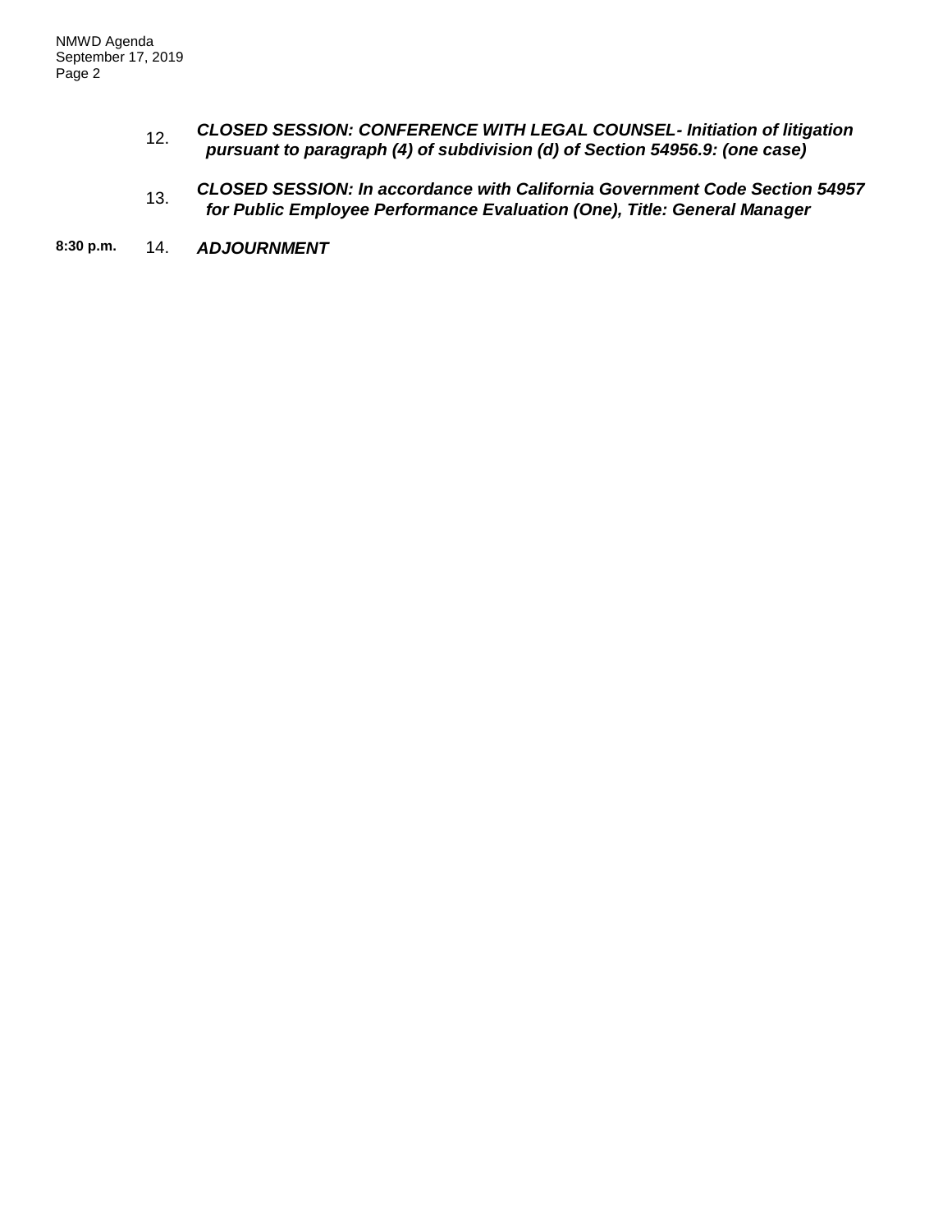12. ***CLOSED SESSION: CONFERENCE WITH LEGAL COUNSEL- Initiation of litigation pursuant to paragraph (4) of subdivision (d) of Section 54956.9: (one case)***

13. ***CLOSED SESSION: In accordance with California Government Code Section 54957 for Public Employee Performance Evaluation (One), Title: General Manager***

**8:30 p.m.** 14. ***ADJOURNMENT***